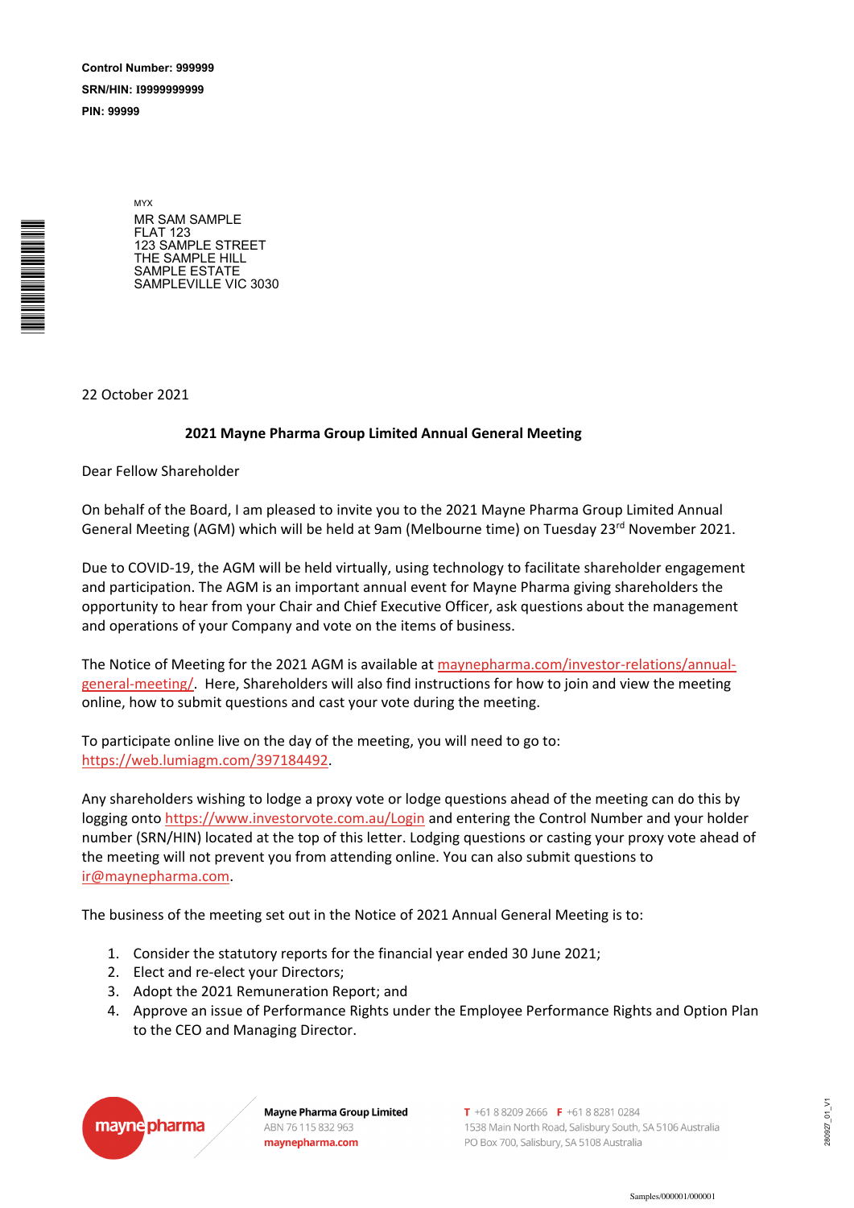**Control Number: 999999**
**SRN/HIN: I9999999999**
**PIN: 99999**

MYX
MR SAM SAMPLE
FLAT 123
123 SAMPLE STREET
THE SAMPLE HILL
SAMPLE ESTATE
SAMPLEVILLE VIC 3030

22 October 2021

**2021 Mayne Pharma Group Limited Annual General Meeting**

Dear Fellow Shareholder

On behalf of the Board, I am pleased to invite you to the 2021 Mayne Pharma Group Limited Annual General Meeting (AGM) which will be held at 9am (Melbourne time) on Tuesday 23rd November 2021.

Due to COVID-19, the AGM will be held virtually, using technology to facilitate shareholder engagement and participation. The AGM is an important annual event for Mayne Pharma giving shareholders the opportunity to hear from your Chair and Chief Executive Officer, ask questions about the management and operations of your Company and vote on the items of business.

The Notice of Meeting for the 2021 AGM is available at maynepharma.com/investor-relations/annual-general-meeting/. Here, Shareholders will also find instructions for how to join and view the meeting online, how to submit questions and cast your vote during the meeting.

To participate online live on the day of the meeting, you will need to go to: https://web.lumiagm.com/397184492.

Any shareholders wishing to lodge a proxy vote or lodge questions ahead of the meeting can do this by logging onto https://www.investorvote.com.au/Login and entering the Control Number and your holder number (SRN/HIN) located at the top of this letter. Lodging questions or casting your proxy vote ahead of the meeting will not prevent you from attending online. You can also submit questions to ir@maynepharma.com.

The business of the meeting set out in the Notice of 2021 Annual General Meeting is to:

1. Consider the statutory reports for the financial year ended 30 June 2021;
2. Elect and re-elect your Directors;
3. Adopt the 2021 Remuneration Report; and
4. Approve an issue of Performance Rights under the Employee Performance Rights and Option Plan to the CEO and Managing Director.

mayne pharma

**Mayne Pharma Group Limited**
ABN 76 115 832 963
maynepharma.com

T +61 8 8209 2666 F +61 8 8281 0284
1538 Main North Road, Salisbury South, SA 5106 Australia
PO Box 700, Salisbury, SA 5108 Australia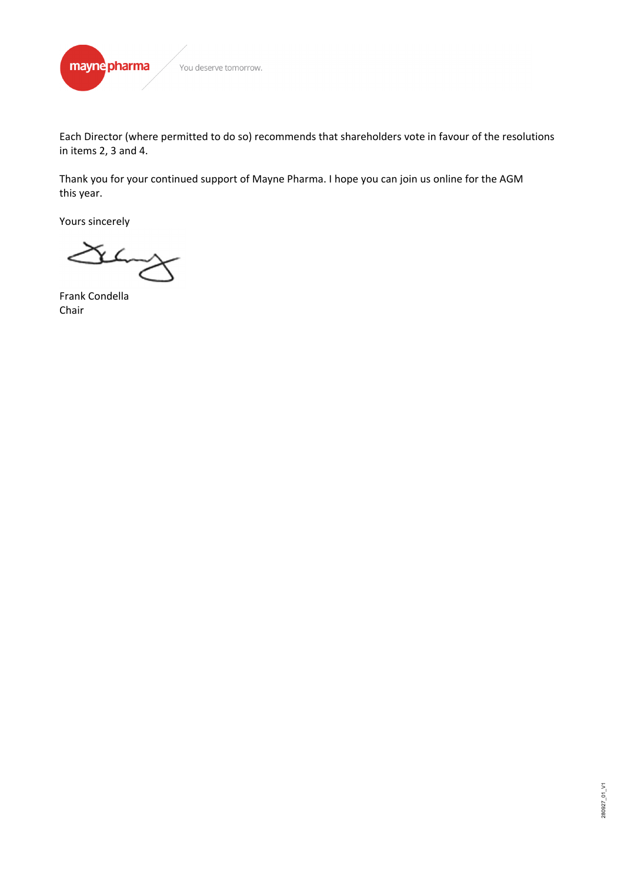Each Director (where permitted to do so) recommends that shareholders vote in favour of the resolutions in items 2, 3 and 4.

Thank you for your continued support of Mayne Pharma. I hope you can join us online for the AGM this year.

Yours sincerely

Frank Condella
Chair